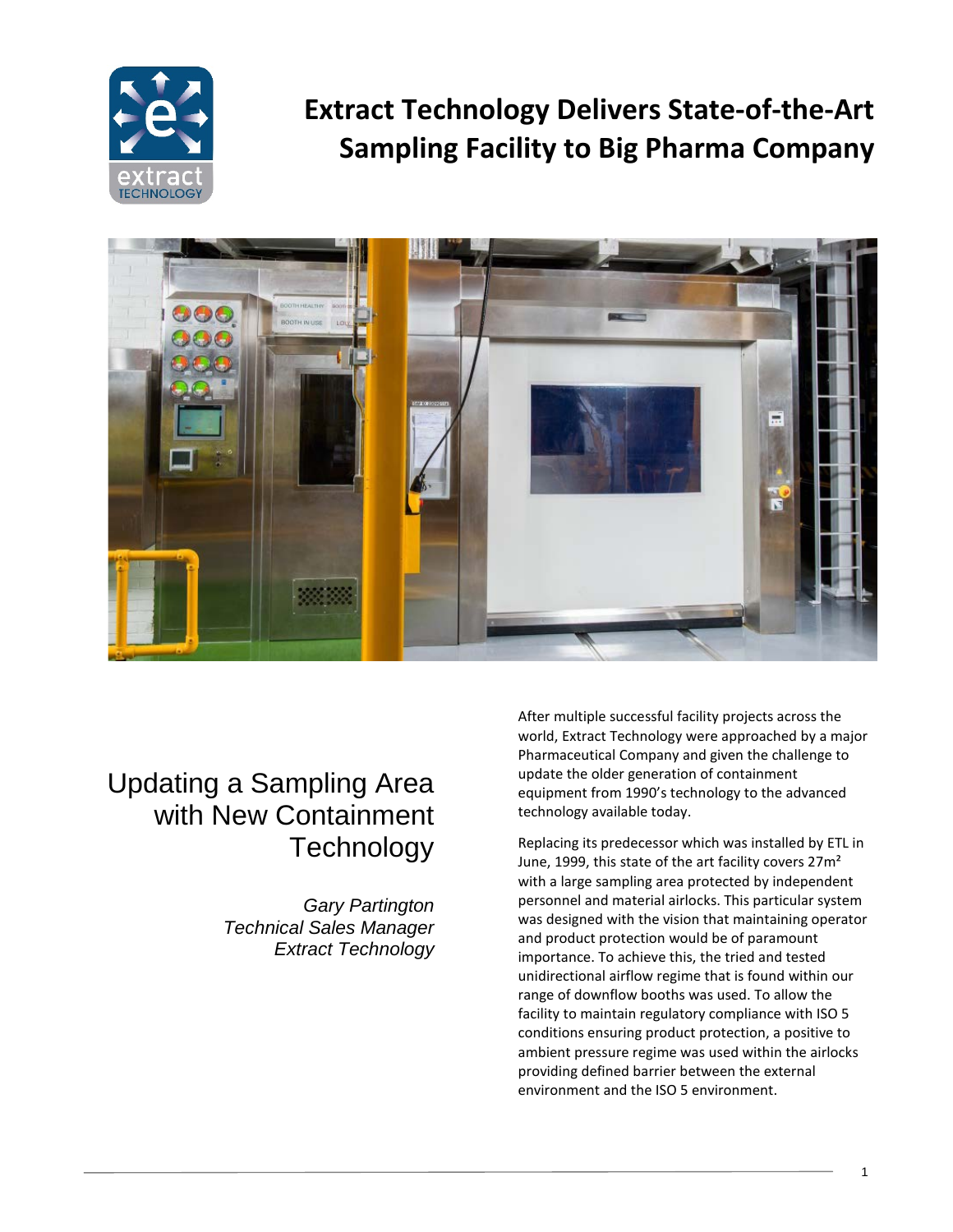# Extract Technology Delivers State-of-the-Art Sampling Facility to Big Pharma Company

## Updating a Sampling Area with New Containment Technology

*Gary Partington*
*Technical Sales Manager*
*Extract Technology*

After multiple successful facility projects across the world, Extract Technology were approached by a major Pharmaceutical Company and given the challenge to update the older generation of containment equipment from 1990's technology to the advanced technology available today.

Replacing its predecessor which was installed by ETL in June, 1999, this state of the art facility covers 27m² with a large sampling area protected by independent personnel and material airlocks. This particular system was designed with the vision that maintaining operator and product protection would be of paramount importance. To achieve this, the tried and tested unidirectional airflow regime that is found within our range of downflow booths was used. To allow the facility to maintain regulatory compliance with ISO 5 conditions ensuring product protection, a positive to ambient pressure regime was used within the airlocks providing defined barrier between the external environment and the ISO 5 environment.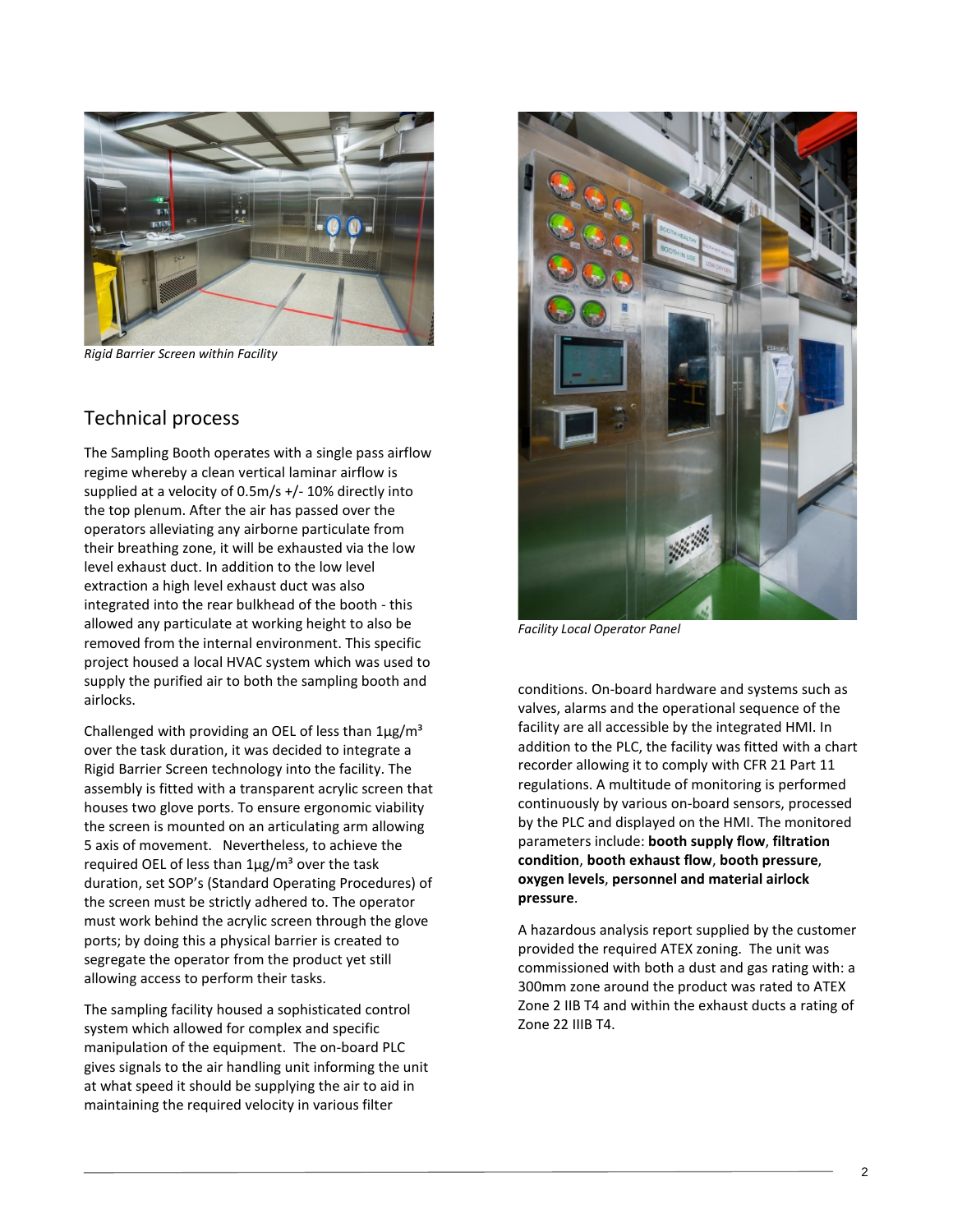*Rigid Barrier Screen within Facility*

## Technical process

The Sampling Booth operates with a single pass airflow regime whereby a clean vertical laminar airflow is supplied at a velocity of 0.5m/s +/- 10% directly into the top plenum. After the air has passed over the operators alleviating any airborne particulate from their breathing zone, it will be exhausted via the low level exhaust duct. In addition to the low level extraction a high level exhaust duct was also integrated into the rear bulkhead of the booth - this allowed any particulate at working height to also be removed from the internal environment. This specific project housed a local HVAC system which was used to supply the purified air to both the sampling booth and airlocks.

Challenged with providing an OEL of less than 1µg/m³ over the task duration, it was decided to integrate a Rigid Barrier Screen technology into the facility. The assembly is fitted with a transparent acrylic screen that houses two glove ports. To ensure ergonomic viability the screen is mounted on an articulating arm allowing 5 axis of movement. Nevertheless, to achieve the required OEL of less than 1µg/m³ over the task duration, set SOP's (Standard Operating Procedures) of the screen must be strictly adhered to. The operator must work behind the acrylic screen through the glove ports; by doing this a physical barrier is created to segregate the operator from the product yet still allowing access to perform their tasks.

The sampling facility housed a sophisticated control system which allowed for complex and specific manipulation of the equipment. The on-board PLC gives signals to the air handling unit informing the unit at what speed it should be supplying the air to aid in maintaining the required velocity in various filter conditions. On-board hardware and systems such as valves, alarms and the operational sequence of the facility are all accessible by the integrated HMI. In addition to the PLC, the facility was fitted with a chart recorder allowing it to comply with CFR 21 Part 11 regulations. A multitude of monitoring is performed continuously by various on-board sensors, processed by the PLC and displayed on the HMI. The monitored parameters include: **booth supply flow**, **filtration condition**, **booth exhaust flow**, **booth pressure**, **oxygen levels**, **personnel and material airlock pressure**.

*Facility Local Operator Panel*

A hazardous analysis report supplied by the customer provided the required ATEX zoning. The unit was commissioned with both a dust and gas rating with: a 300mm zone around the product was rated to ATEX Zone 2 IIB T4 and within the exhaust ducts a rating of Zone 22 IIIB T4.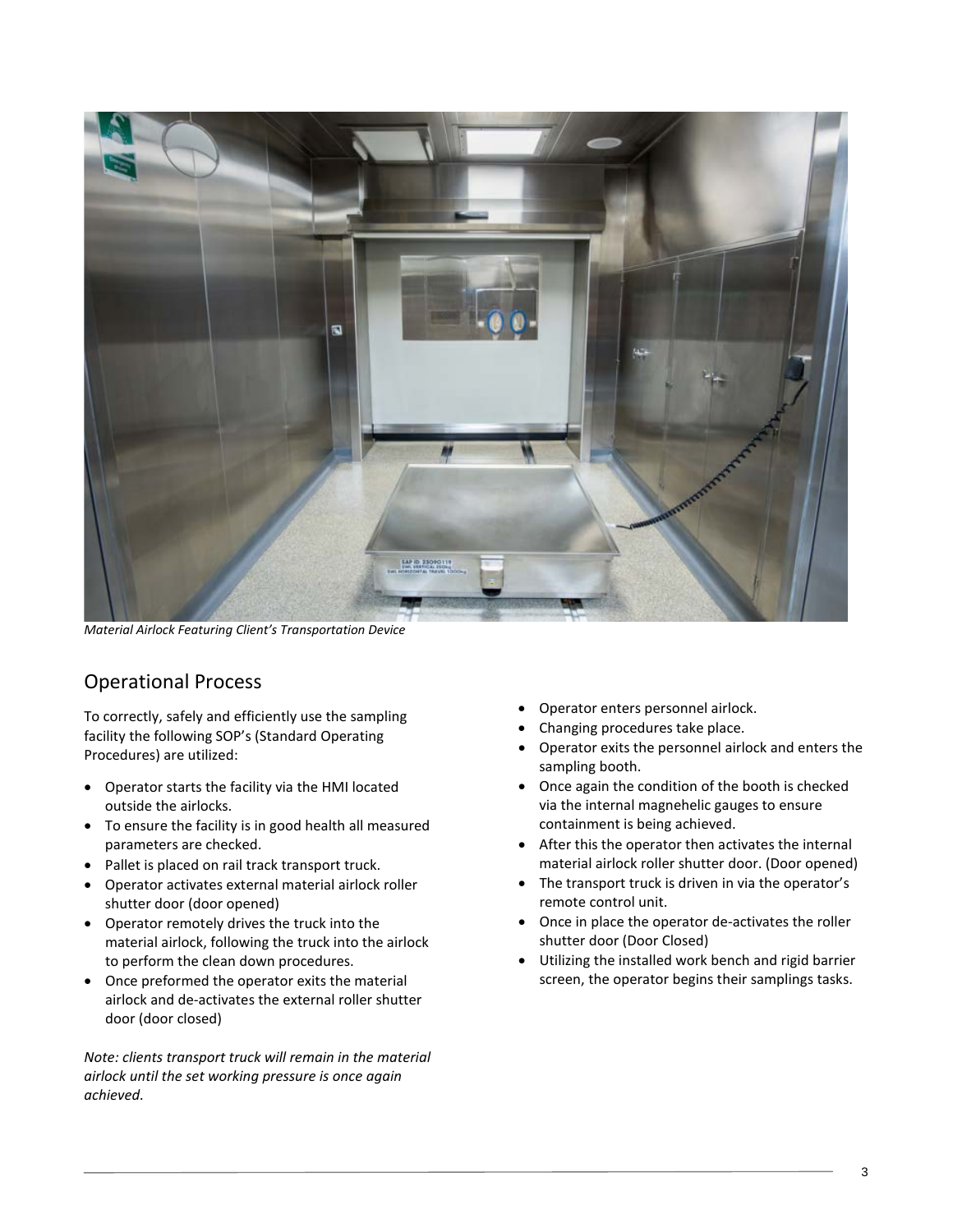*Material Airlock Featuring Client's Transportation Device*

## Operational Process

To correctly, safely and efficiently use the sampling facility the following SOP's (Standard Operating Procedures) are utilized:

- Operator starts the facility via the HMI located outside the airlocks.
- To ensure the facility is in good health all measured parameters are checked.
- Pallet is placed on rail track transport truck.
- Operator activates external material airlock roller shutter door (door opened)
- Operator remotely drives the truck into the material airlock, following the truck into the airlock to perform the clean down procedures.
- Once preformed the operator exits the material airlock and de-activates the external roller shutter door (door closed)

*Note: clients transport truck will remain in the material airlock until the set working pressure is once again achieved.*

- Operator enters personnel airlock.
- Changing procedures take place.
- Operator exits the personnel airlock and enters the sampling booth.
- Once again the condition of the booth is checked via the internal magnehelic gauges to ensure containment is being achieved.
- After this the operator then activates the internal material airlock roller shutter door. (Door opened)
- The transport truck is driven in via the operator's remote control unit.
- Once in place the operator de-activates the roller shutter door (Door Closed)
- Utilizing the installed work bench and rigid barrier screen, the operator begins their samplings tasks.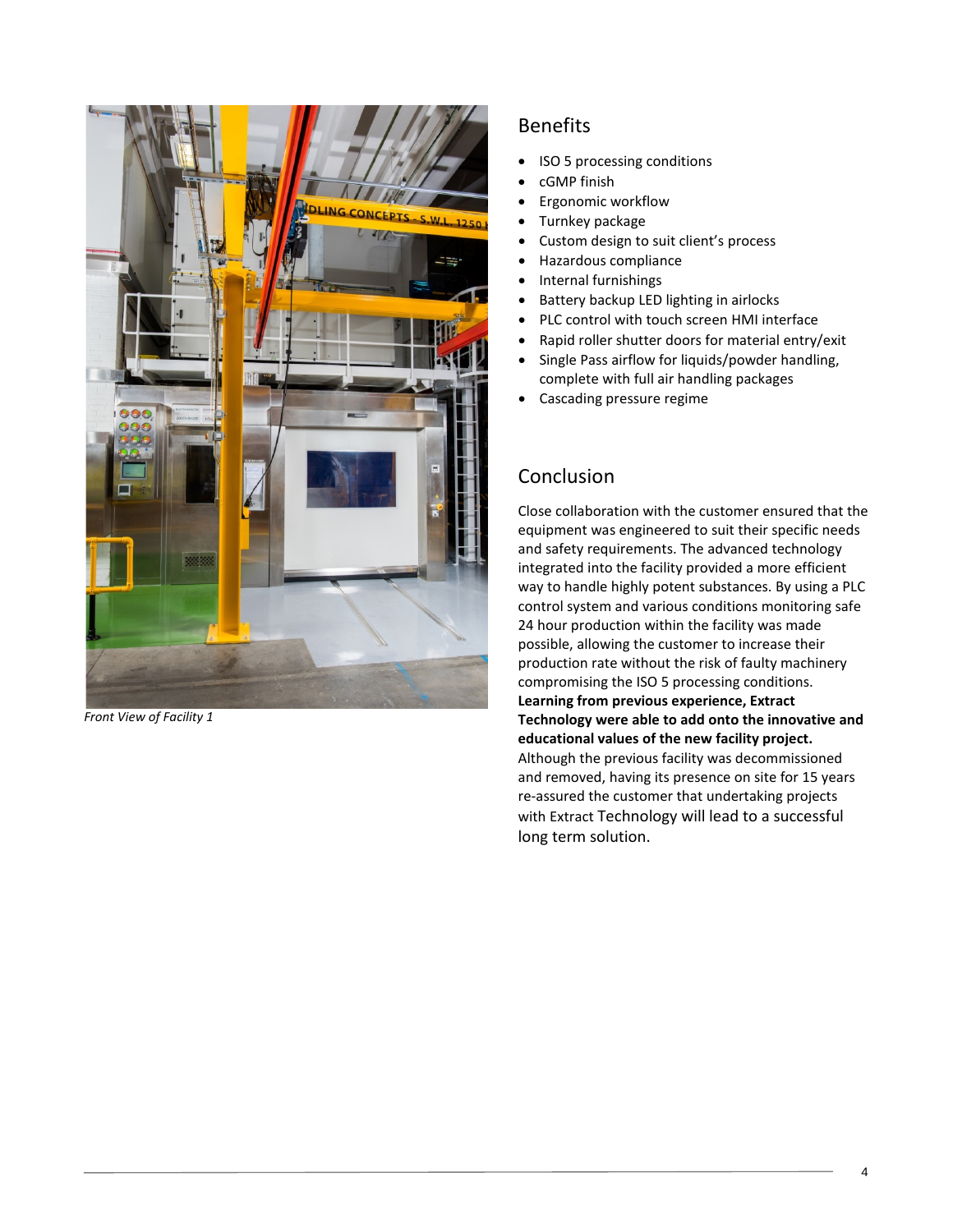*Front View of Facility 1*

## Benefits

- ISO 5 processing conditions
- cGMP finish
- Ergonomic workflow
- Turnkey package
- Custom design to suit client's process
- Hazardous compliance
- Internal furnishings
- Battery backup LED lighting in airlocks
- PLC control with touch screen HMI interface
- Rapid roller shutter doors for material entry/exit
- Single Pass airflow for liquids/powder handling, complete with full air handling packages
- Cascading pressure regime

## Conclusion

Close collaboration with the customer ensured that the equipment was engineered to suit their specific needs and safety requirements. The advanced technology integrated into the facility provided a more efficient way to handle highly potent substances. By using a PLC control system and various conditions monitoring safe 24 hour production within the facility was made possible, allowing the customer to increase their production rate without the risk of faulty machinery compromising the ISO 5 processing conditions. **Learning from previous experience, Extract Technology were able to add onto the innovative and educational values of the new facility project.** Although the previous facility was decommissioned and removed, having its presence on site for 15 years re-assured the customer that undertaking projects with Extract Technology will lead to a successful long term solution.